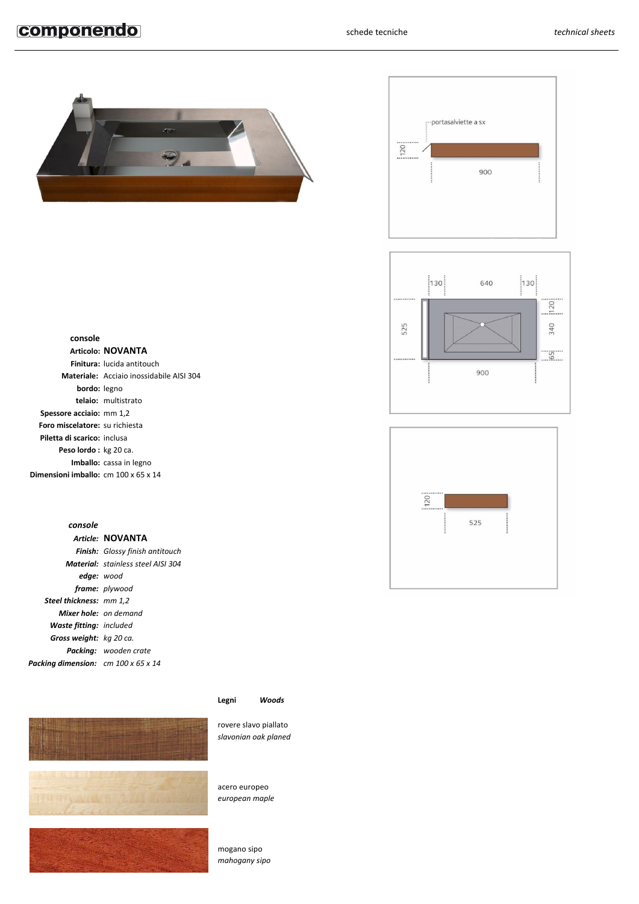console

**Articolo:** **NOVANTA**
**Finitura:** lucida antitouch
**Materiale:** Acciaio inossidabile AISI 304
**bordo:** legno
**telaio:** multistrato
**Spessore acciaio:** mm 1,2
**Foro miscelatore:** su richiesta
**Piletta di scarico:** inclusa
**Peso lordo :** kg 20 ca.
**Imballo:** cassa in legno
**Dimensioni imballo:** cm 100 x 65 x 14

*console*

***Article:*** **NOVANTA**
***Finish:*** *Glossy finish antitouch*
***Material:*** *stainless steel AISI 304*
***edge:*** *wood*
***frame:*** *plywood*
***Steel thickness:*** *mm 1,2*
***Mixer hole:*** *on demand*
***Waste fitting:*** *included*
***Gross weight:*** *kg 20 ca.*
***Packing:*** *wooden crate*
***Packing dimension:*** *cm 100 x 65 x 14*

portasalviette a sx

120 | 900

130 | 640 | 130

525 | 900 | 120 | 340 | 65

120 | 525

**Legni** ***Woods***

rovere slavo piallato
*slavonian oak planed*

acero europeo
*european maple*

mogano sipo
*mahogany sipo*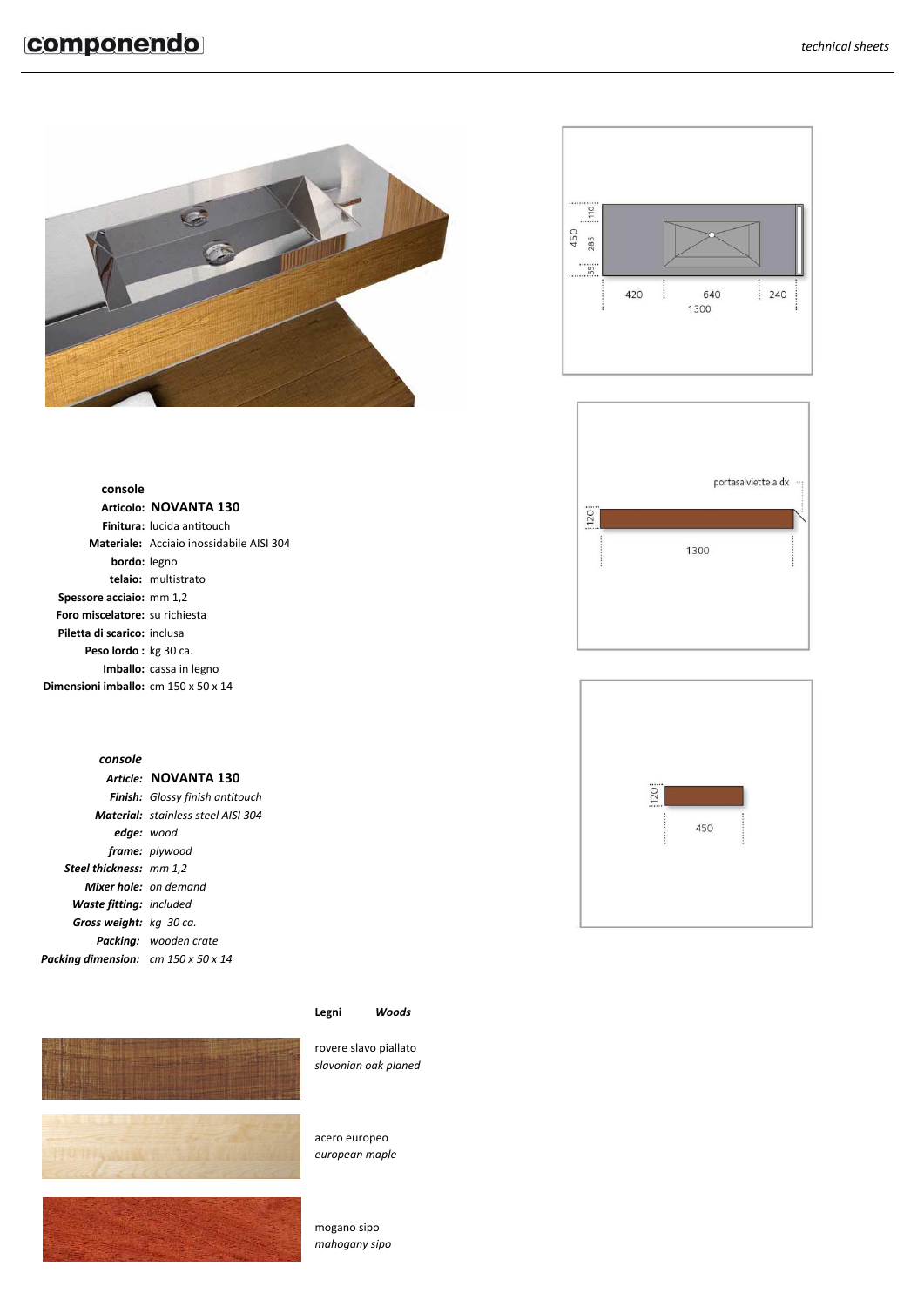console

**Articolo:** **NOVANTA 130**
**Finitura:** lucida antitouch
**Materiale:** Acciaio inossidabile AISI 304
**bordo:** legno
**telaio:** multistrato
**Spessore acciaio:** mm 1,2
**Foro miscelatore:** su richiesta
**Piletta di scarico:** inclusa
**Peso lordo :** kg 30 ca.
**Imballo:** cassa in legno
**Dimensioni imballo:** cm 150 x 50 x 14

*console*

***Article:*** **NOVANTA 130**
***Finish:*** *Glossy finish antitouch*
***Material:*** *stainless steel AISI 304*
***edge:*** *wood*
***frame:*** *plywood*
***Steel thickness:*** *mm 1,2*
***Mixer hole:*** *on demand*
***Waste fitting:*** *included*
***Gross weight:*** *kg 30 ca.*
***Packing:*** *wooden crate*
***Packing dimension:*** *cm 150 x 50 x 14*

450 110 285 55
420 640 240
1300

portasalviette a dx
120
1300

120
450

**Legni** ***Woods***

rovere slavo piallato
*slavonian oak planed*

acero europeo
*european maple*

mogano sipo
*mahogany sipo*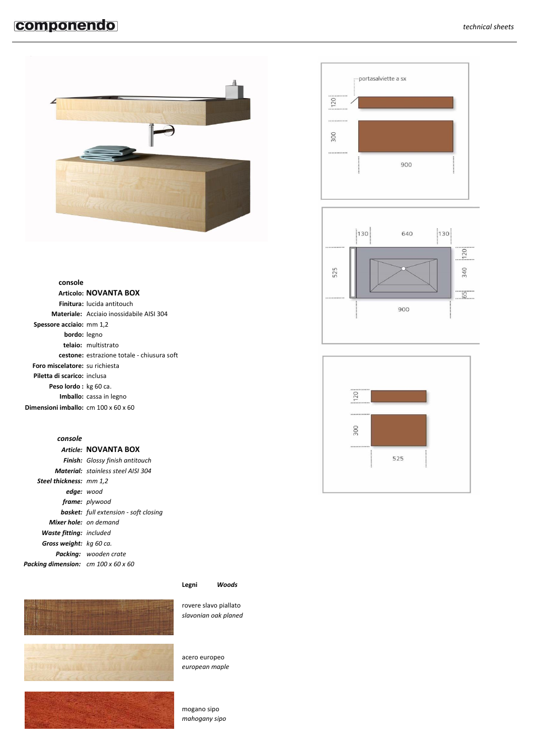console

**Articolo:** **NOVANTA BOX**
**Finitura:** lucida antitouch
**Materiale:** Acciaio inossidabile AISI 304
**Spessore acciaio:** mm 1,2
**bordo:** legno
**telaio:** multistrato
**cestone:** estrazione totale - chiusura soft
**Foro miscelatore:** su richiesta
**Piletta di scarico:** inclusa
**Peso lordo :** kg 60 ca.
**Imballo:** cassa in legno
**Dimensioni imballo:** cm 100 x 60 x 60

*console*

***Article:*** **NOVANTA BOX**
***Finish:*** *Glossy finish antitouch*
***Material:*** *stainless steel AISI 304*
***Steel thickness:*** *mm 1,2*
***edge:*** *wood*
***frame:*** *plywood*
***basket:*** *full extension - soft closing*
***Mixer hole:*** *on demand*
***Waste fitting:*** *included*
***Gross weight:*** *kg 60 ca.*
***Packing:*** *wooden crate*
***Packing dimension:*** *cm 100 x 60 x 60*

portasalviette a sx
120
300
900

130
640
130
525
120
340
65
900

120
300
525

**Legni** ***Woods***

rovere slavo piallato
*slavonian oak planed*

acero europeo
*european maple*

mogano sipo
*mahogany sipo*